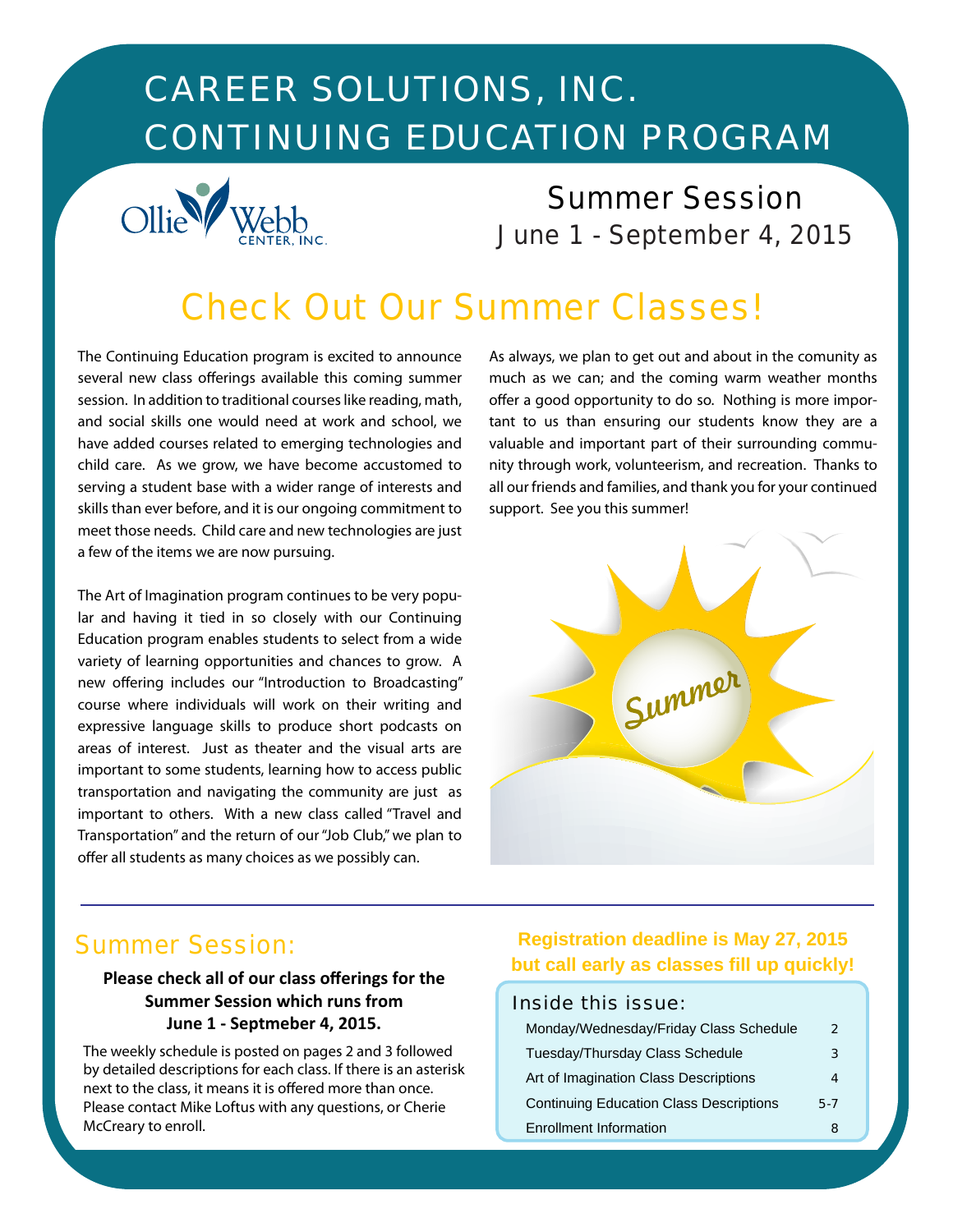# CAREER SOLUTIONS, INC.
# CONTINUING EDUCATION PROGRAM

Ollie Webb Center, Inc.

## Summer Session
June 1 - September 4, 2015

## Check Out Our Summer Classes!

The Continuing Education program is excited to announce several new class offerings available this coming summer session. In addition to traditional courses like reading, math, and social skills one would need at work and school, we have added courses related to emerging technologies and child care. As we grow, we have become accustomed to serving a student base with a wider range of interests and skills than ever before, and it is our ongoing commitment to meet those needs. Child care and new technologies are just a few of the items we are now pursuing.

The Art of Imagination program continues to be very popular and having it tied in so closely with our Continuing Education program enables students to select from a wide variety of learning opportunities and chances to grow. A new offering includes our "Introduction to Broadcasting" course where individuals will work on their writing and expressive language skills to produce short podcasts on areas of interest. Just as theater and the visual arts are important to some students, learning how to access public transportation and navigating the community are just as important to others. With a new class called "Travel and Transportation" and the return of our "Job Club," we plan to offer all students as many choices as we possibly can.

As always, we plan to get out and about in the comunity as much as we can; and the coming warm weather months offer a good opportunity to do so. Nothing is more important to us than ensuring our students know they are a valuable and important part of their surrounding community through work, volunteerism, and recreation. Thanks to all our friends and families, and thank you for your continued support. See you this summer!

## Summer Session:

**Please check all of our class offerings for the Summer Session which runs from June 1 - Septmeber 4, 2015.**

The weekly schedule is posted on pages 2 and 3 followed by detailed descriptions for each class. If there is an asterisk next to the class, it means it is offered more than once. Please contact Mike Loftus with any questions, or Cherie McCreary to enroll.

**Registration deadline is May 27, 2015 but call early as classes fill up quickly!**

### Inside this issue:

| | |
|---|---|
| Monday/Wednesday/Friday Class Schedule | 2 |
| Tuesday/Thursday Class Schedule | 3 |
| Art of Imagination Class Descriptions | 4 |
| Continuing Education Class Descriptions | 5-7 |
| Enrollment Information | 8 |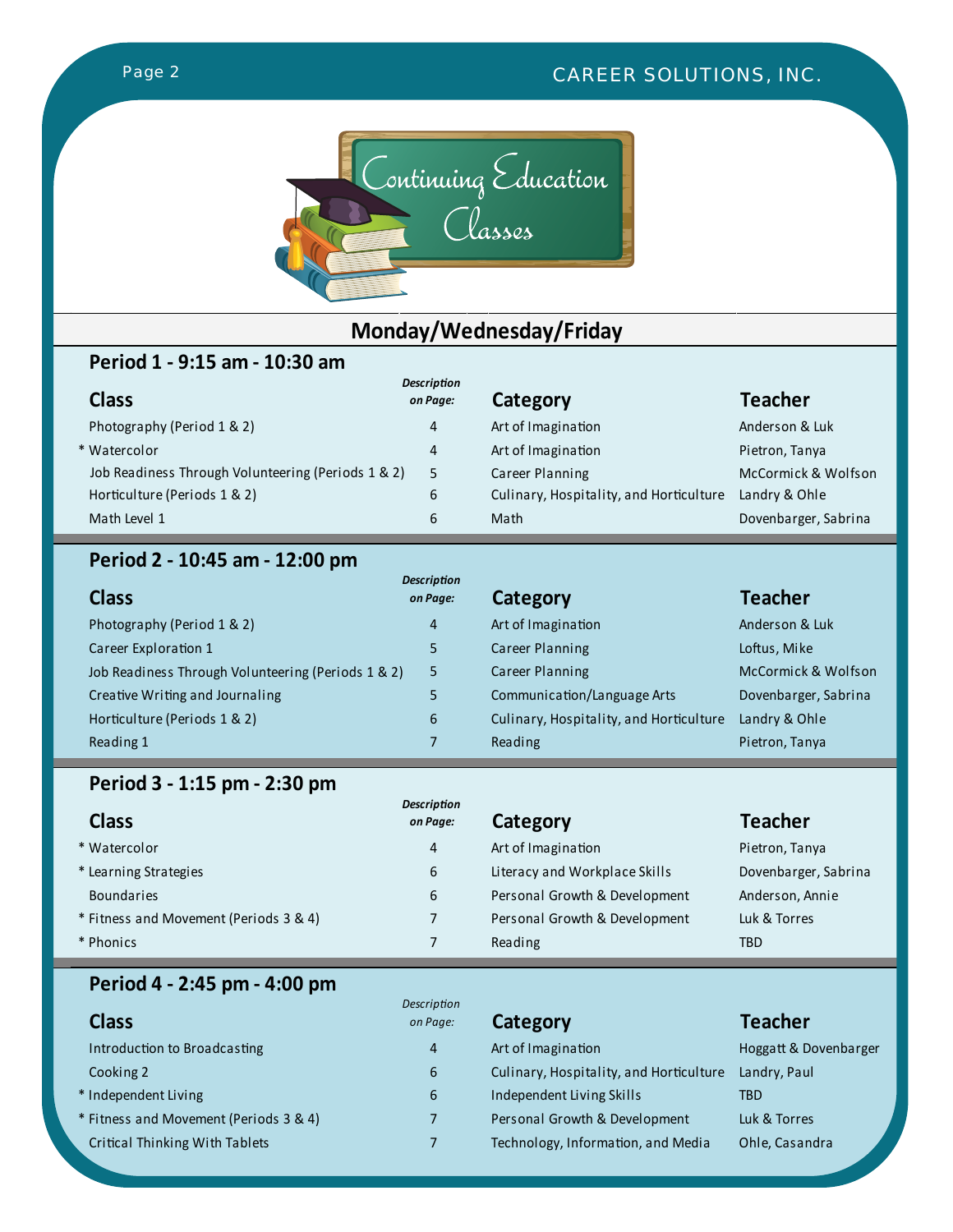# Continuing Education Classes

## Monday/Wednesday/Friday

### Period 1 - 9:15 am - 10:30 am

| Class | *Description on Page:* | Category | Teacher |
|---|---|---|---|
| Photography (Period 1 & 2) | 4 | Art of Imagination | Anderson & Luk |
| * Watercolor | 4 | Art of Imagination | Pietron, Tanya |
| Job Readiness Through Volunteering (Periods 1 & 2) | 5 | Career Planning | McCormick & Wolfson |
| Horticulture (Periods 1 & 2) | 6 | Culinary, Hospitality, and Horticulture | Landry & Ohle |
| Math Level 1 | 6 | Math | Dovenbarger, Sabrina |

### Period 2 - 10:45 am - 12:00 pm

| Class | *Description on Page:* | Category | Teacher |
|---|---|---|---|
| Photography (Period 1 & 2) | 4 | Art of Imagination | Anderson & Luk |
| Career Exploration 1 | 5 | Career Planning | Loftus, Mike |
| Job Readiness Through Volunteering (Periods 1 & 2) | 5 | Career Planning | McCormick & Wolfson |
| Creative Writing and Journaling | 5 | Communication/Language Arts | Dovenbarger, Sabrina |
| Horticulture (Periods 1 & 2) | 6 | Culinary, Hospitality, and Horticulture | Landry & Ohle |
| Reading 1 | 7 | Reading | Pietron, Tanya |

### Period 3 - 1:15 pm - 2:30 pm

| Class | *Description on Page:* | Category | Teacher |
|---|---|---|---|
| * Watercolor | 4 | Art of Imagination | Pietron, Tanya |
| * Learning Strategies | 6 | Literacy and Workplace Skills | Dovenbarger, Sabrina |
| Boundaries | 6 | Personal Growth & Development | Anderson, Annie |
| * Fitness and Movement (Periods 3 & 4) | 7 | Personal Growth & Development | Luk & Torres |
| * Phonics | 7 | Reading | TBD |

### Period 4 - 2:45 pm - 4:00 pm

| Class | *Description on Page:* | Category | Teacher |
|---|---|---|---|
| Introduction to Broadcasting | 4 | Art of Imagination | Hoggatt & Dovenbarger |
| Cooking 2 | 6 | Culinary, Hospitality, and Horticulture | Landry, Paul |
| * Independent Living | 6 | Independent Living Skills | TBD |
| * Fitness and Movement (Periods 3 & 4) | 7 | Personal Growth & Development | Luk & Torres |
| Critical Thinking With Tablets | 7 | Technology, Information, and Media | Ohle, Casandra |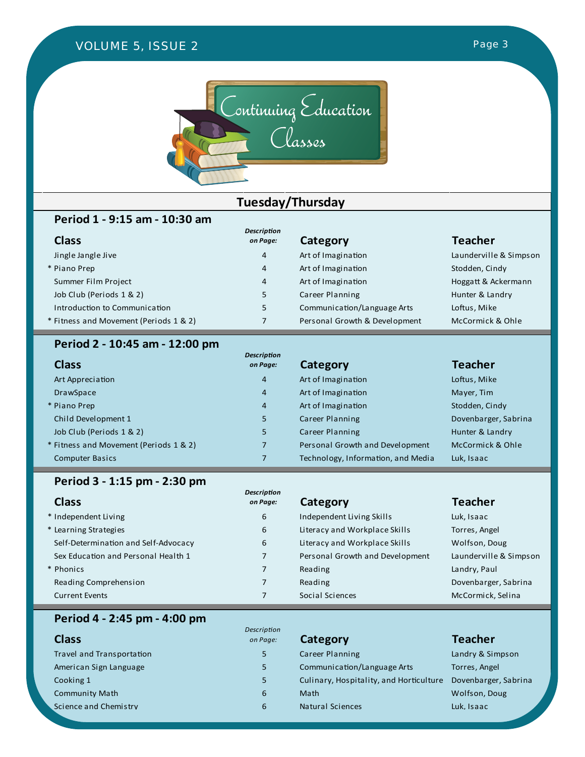# Continuing Education Classes

## Tuesday/Thursday

### Period 1 - 9:15 am - 10:30 am

| Class | Description on Page: | Category | Teacher |
|---|---|---|---|
| Jingle Jangle Jive | 4 | Art of Imagination | Launderville & Simpson |
| * Piano Prep | 4 | Art of Imagination | Stodden, Cindy |
| Summer Film Project | 4 | Art of Imagination | Hoggatt & Ackermann |
| Job Club (Periods 1 & 2) | 5 | Career Planning | Hunter & Landry |
| Introduction to Communication | 5 | Communication/Language Arts | Loftus, Mike |
| * Fitness and Movement (Periods 1 & 2) | 7 | Personal Growth & Development | McCormick & Ohle |

### Period 2 - 10:45 am - 12:00 pm

| Class | Description on Page: | Category | Teacher |
|---|---|---|---|
| Art Appreciation | 4 | Art of Imagination | Loftus, Mike |
| DrawSpace | 4 | Art of Imagination | Mayer, Tim |
| * Piano Prep | 4 | Art of Imagination | Stodden, Cindy |
| Child Development 1 | 5 | Career Planning | Dovenbarger, Sabrina |
| Job Club (Periods 1 & 2) | 5 | Career Planning | Hunter & Landry |
| * Fitness and Movement (Periods 1 & 2) | 7 | Personal Growth and Development | McCormick & Ohle |
| Computer Basics | 7 | Technology, Information, and Media | Luk, Isaac |

### Period 3 - 1:15 pm - 2:30 pm

| Class | Description on Page: | Category | Teacher |
|---|---|---|---|
| * Independent Living | 6 | Independent Living Skills | Luk, Isaac |
| * Learning Strategies | 6 | Literacy and Workplace Skills | Torres, Angel |
| Self-Determination and Self-Advocacy | 6 | Literacy and Workplace Skills | Wolfson, Doug |
| Sex Education and Personal Health 1 | 7 | Personal Growth and Development | Launderville & Simpson |
| * Phonics | 7 | Reading | Landry, Paul |
| Reading Comprehension | 7 | Reading | Dovenbarger, Sabrina |
| Current Events | 7 | Social Sciences | McCormick, Selina |

### Period 4 - 2:45 pm - 4:00 pm

| Class | Description on Page: | Category | Teacher |
|---|---|---|---|
| Travel and Transportation | 5 | Career Planning | Landry & Simpson |
| American Sign Language | 5 | Communication/Language Arts | Torres, Angel |
| Cooking 1 | 5 | Culinary, Hospitality, and Horticulture | Dovenbarger, Sabrina |
| Community Math | 6 | Math | Wolfson, Doug |
| Science and Chemistry | 6 | Natural Sciences | Luk, Isaac |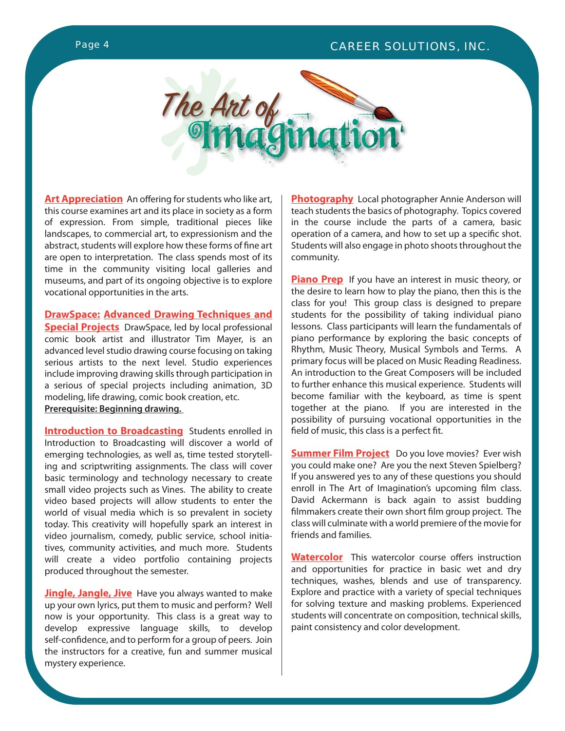# The Art of Imagination

**Art Appreciation** An offering for students who like art, this course examines art and its place in society as a form of expression. From simple, traditional pieces like landscapes, to commercial art, to expressionism and the abstract, students will explore how these forms of fine art are open to interpretation. The class spends most of its time in the community visiting local galleries and museums, and part of its ongoing objective is to explore vocational opportunities in the arts.

**DrawSpace: Advanced Drawing Techniques and Special Projects** DrawSpace, led by local professional comic book artist and illustrator Tim Mayer, is an advanced level studio drawing course focusing on taking serious artists to the next level. Studio experiences include improving drawing skills through participation in a serious of special projects including animation, 3D modeling, life drawing, comic book creation, etc.
**Prerequisite: Beginning drawing.**

**Introduction to Broadcasting** Students enrolled in Introduction to Broadcasting will discover a world of emerging technologies, as well as, time tested storytelling and scriptwriting assignments. The class will cover basic terminology and technology necessary to create small video projects such as Vines. The ability to create video based projects will allow students to enter the world of visual media which is so prevalent in society today. This creativity will hopefully spark an interest in video journalism, comedy, public service, school initiatives, community activities, and much more. Students will create a video portfolio containing projects produced throughout the semester.

**Jingle, Jangle, Jive** Have you always wanted to make up your own lyrics, put them to music and perform? Well now is your opportunity. This class is a great way to develop expressive language skills, to develop self-confidence, and to perform for a group of peers. Join the instructors for a creative, fun and summer musical mystery experience.

**Photography** Local photographer Annie Anderson will teach students the basics of photography. Topics covered in the course include the parts of a camera, basic operation of a camera, and how to set up a specific shot. Students will also engage in photo shoots throughout the community.

**Piano Prep** If you have an interest in music theory, or the desire to learn how to play the piano, then this is the class for you! This group class is designed to prepare students for the possibility of taking individual piano lessons. Class participants will learn the fundamentals of piano performance by exploring the basic concepts of Rhythm, Music Theory, Musical Symbols and Terms. A primary focus will be placed on Music Reading Readiness. An introduction to the Great Composers will be included to further enhance this musical experience. Students will become familiar with the keyboard, as time is spent together at the piano. If you are interested in the possibility of pursuing vocational opportunities in the field of music, this class is a perfect fit.

**Summer Film Project** Do you love movies? Ever wish you could make one? Are you the next Steven Spielberg? If you answered yes to any of these questions you should enroll in The Art of Imagination's upcoming film class. David Ackermann is back again to assist budding filmmakers create their own short film group project. The class will culminate with a world premiere of the movie for friends and families.

**Watercolor** This watercolor course offers instruction and opportunities for practice in basic wet and dry techniques, washes, blends and use of transparency. Explore and practice with a variety of special techniques for solving texture and masking problems. Experienced students will concentrate on composition, technical skills, paint consistency and color development.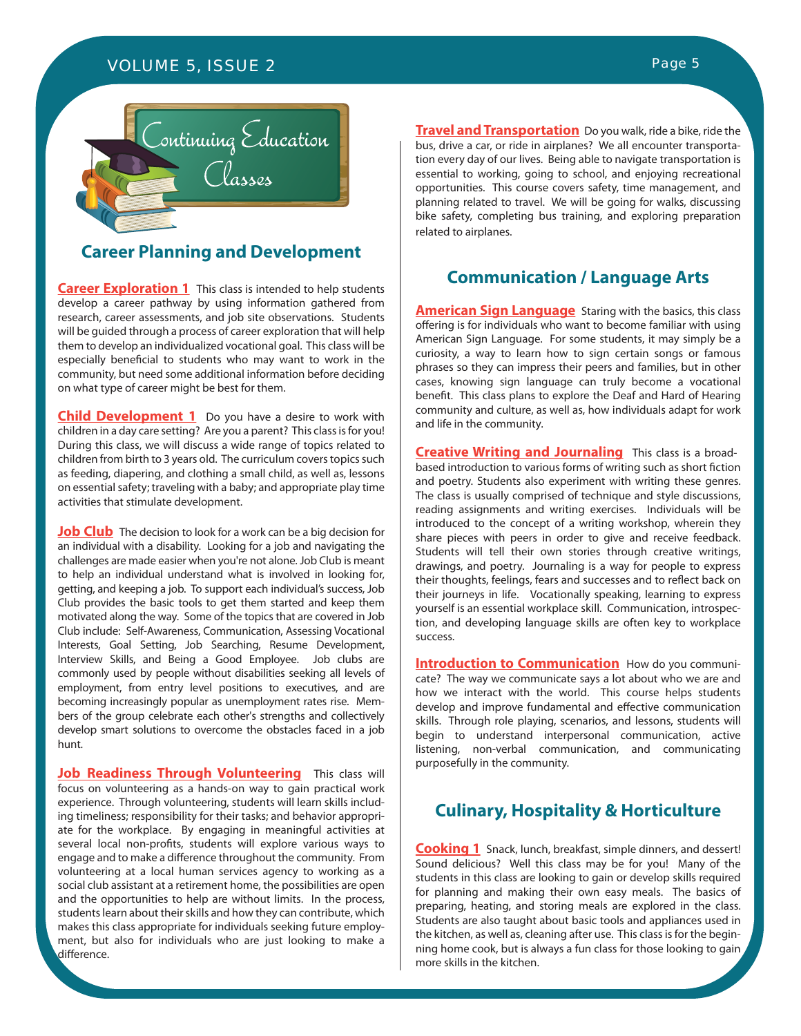# Continuing Education Classes

## Career Planning and Development

**Career Exploration 1** This class is intended to help students develop a career pathway by using information gathered from research, career assessments, and job site observations. Students will be guided through a process of career exploration that will help them to develop an individualized vocational goal. This class will be especially beneficial to students who may want to work in the community, but need some additional information before deciding on what type of career might be best for them.

**Child Development 1** Do you have a desire to work with children in a day care setting? Are you a parent? This class is for you! During this class, we will discuss a wide range of topics related to children from birth to 3 years old. The curriculum covers topics such as feeding, diapering, and clothing a small child, as well as, lessons on essential safety; traveling with a baby; and appropriate play time activities that stimulate development.

**Job Club** The decision to look for a work can be a big decision for an individual with a disability. Looking for a job and navigating the challenges are made easier when you're not alone. Job Club is meant to help an individual understand what is involved in looking for, getting, and keeping a job. To support each individual's success, Job Club provides the basic tools to get them started and keep them motivated along the way. Some of the topics that are covered in Job Club include: Self-Awareness, Communication, Assessing Vocational Interests, Goal Setting, Job Searching, Resume Development, Interview Skills, and Being a Good Employee. Job clubs are commonly used by people without disabilities seeking all levels of employment, from entry level positions to executives, and are becoming increasingly popular as unemployment rates rise. Members of the group celebrate each other's strengths and collectively develop smart solutions to overcome the obstacles faced in a job hunt.

**Job Readiness Through Volunteering** This class will focus on volunteering as a hands-on way to gain practical work experience. Through volunteering, students will learn skills including timeliness; responsibility for their tasks; and behavior appropriate for the workplace. By engaging in meaningful activities at several local non-profits, students will explore various ways to engage and to make a difference throughout the community. From volunteering at a local human services agency to working as a social club assistant at a retirement home, the possibilities are open and the opportunities to help are without limits. In the process, students learn about their skills and how they can contribute, which makes this class appropriate for individuals seeking future employment, but also for individuals who are just looking to make a difference.

**Travel and Transportation** Do you walk, ride a bike, ride the bus, drive a car, or ride in airplanes? We all encounter transportation every day of our lives. Being able to navigate transportation is essential to working, going to school, and enjoying recreational opportunities. This course covers safety, time management, and planning related to travel. We will be going for walks, discussing bike safety, completing bus training, and exploring preparation related to airplanes.

## Communication / Language Arts

**American Sign Language** Staring with the basics, this class offering is for individuals who want to become familiar with using American Sign Language. For some students, it may simply be a curiosity, a way to learn how to sign certain songs or famous phrases so they can impress their peers and families, but in other cases, knowing sign language can truly become a vocational benefit. This class plans to explore the Deaf and Hard of Hearing community and culture, as well as, how individuals adapt for work and life in the community.

**Creative Writing and Journaling** This class is a broad-based introduction to various forms of writing such as short fiction and poetry. Students also experiment with writing these genres. The class is usually comprised of technique and style discussions, reading assignments and writing exercises. Individuals will be introduced to the concept of a writing workshop, wherein they share pieces with peers in order to give and receive feedback. Students will tell their own stories through creative writings, drawings, and poetry. Journaling is a way for people to express their thoughts, feelings, fears and successes and to reflect back on their journeys in life. Vocationally speaking, learning to express yourself is an essential workplace skill. Communication, introspection, and developing language skills are often key to workplace success.

**Introduction to Communication** How do you communicate? The way we communicate says a lot about who we are and how we interact with the world. This course helps students develop and improve fundamental and effective communication skills. Through role playing, scenarios, and lessons, students will begin to understand interpersonal communication, active listening, non-verbal communication, and communicating purposefully in the community.

## Culinary, Hospitality & Horticulture

**Cooking 1** Snack, lunch, breakfast, simple dinners, and dessert! Sound delicious? Well this class may be for you! Many of the students in this class are looking to gain or develop skills required for planning and making their own easy meals. The basics of preparing, heating, and storing meals are explored in the class. Students are also taught about basic tools and appliances used in the kitchen, as well as, cleaning after use. This class is for the beginning home cook, but is always a fun class for those looking to gain more skills in the kitchen.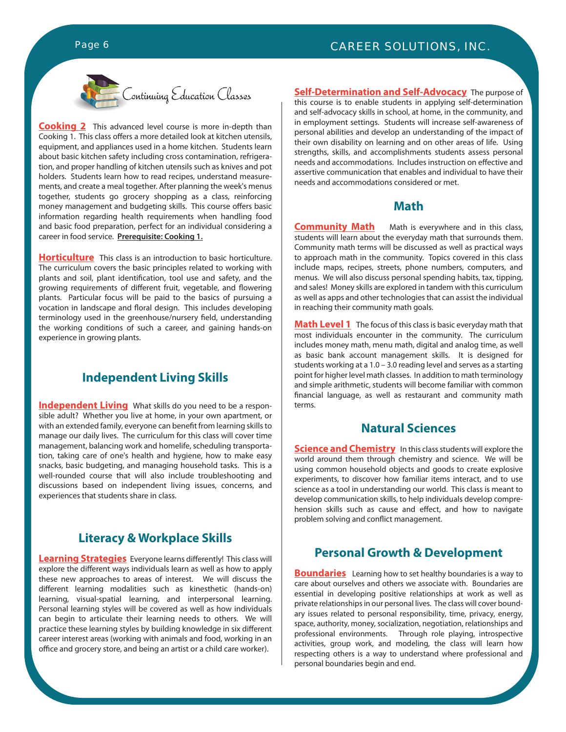# Continuing Education Classes

**Cooking 2** This advanced level course is more in-depth than Cooking 1. This class offers a more detailed look at kitchen utensils, equipment, and appliances used in a home kitchen. Students learn about basic kitchen safety including cross contamination, refrigeration, and proper handling of kitchen utensils such as knives and pot holders. Students learn how to read recipes, understand measurements, and create a meal together. After planning the week's menus together, students go grocery shopping as a class, reinforcing money management and budgeting skills. This course offers basic information regarding health requirements when handling food and basic food preparation, perfect for an individual considering a career in food service. **Prerequisite: Cooking 1.**

**Horticulture** This class is an introduction to basic horticulture. The curriculum covers the basic principles related to working with plants and soil, plant identification, tool use and safety, and the growing requirements of different fruit, vegetable, and flowering plants. Particular focus will be paid to the basics of pursuing a vocation in landscape and floral design. This includes developing terminology used in the greenhouse/nursery field, understanding the working conditions of such a career, and gaining hands-on experience in growing plants.

## Independent Living Skills

**Independent Living** What skills do you need to be a responsible adult? Whether you live at home, in your own apartment, or with an extended family, everyone can benefit from learning skills to manage our daily lives. The curriculum for this class will cover time management, balancing work and homelife, scheduling transportation, taking care of one's health and hygiene, how to make easy snacks, basic budgeting, and managing household tasks. This is a well-rounded course that will also include troubleshooting and discussions based on independent living issues, concerns, and experiences that students share in class.

## Literacy & Workplace Skills

**Learning Strategies** Everyone learns differently! This class will explore the different ways individuals learn as well as how to apply these new approaches to areas of interest. We will discuss the different learning modalities such as kinesthetic (hands-on) learning, visual-spatial learning, and interpersonal learning. Personal learning styles will be covered as well as how individuals can begin to articulate their learning needs to others. We will practice these learning styles by building knowledge in six different career interest areas (working with animals and food, working in an office and grocery store, and being an artist or a child care worker).

**Self-Determination and Self-Advocacy** The purpose of this course is to enable students in applying self-determination and self-advocacy skills in school, at home, in the community, and in employment settings. Students will increase self-awareness of personal abilities and develop an understanding of the impact of their own disability on learning and on other areas of life. Using strengths, skills, and accomplishments students assess personal needs and accommodations. Includes instruction on effective and assertive communication that enables and individual to have their needs and accommodations considered or met.

## Math

**Community Math** Math is everywhere and in this class, students will learn about the everyday math that surrounds them. Community math terms will be discussed as well as practical ways to approach math in the community. Topics covered in this class include maps, recipes, streets, phone numbers, computers, and menus. We will also discuss personal spending habits, tax, tipping, and sales! Money skills are explored in tandem with this curriculum as well as apps and other technologies that can assist the individual in reaching their community math goals.

**Math Level 1** The focus of this class is basic everyday math that most individuals encounter in the community. The curriculum includes money math, menu math, digital and analog time, as well as basic bank account management skills. It is designed for students working at a 1.0 – 3.0 reading level and serves as a starting point for higher level math classes. In addition to math terminology and simple arithmetic, students will become familiar with common financial language, as well as restaurant and community math terms.

## Natural Sciences

**Science and Chemistry** In this class students will explore the world around them through chemistry and science. We will be using common household objects and goods to create explosive experiments, to discover how familiar items interact, and to use science as a tool in understanding our world. This class is meant to develop communication skills, to help individuals develop comprehension skills such as cause and effect, and how to navigate problem solving and conflict management.

## Personal Growth & Development

**Boundaries** Learning how to set healthy boundaries is a way to care about ourselves and others we associate with. Boundaries are essential in developing positive relationships at work as well as private relationships in our personal lives. The class will cover boundary issues related to personal responsibility, time, privacy, energy, space, authority, money, socialization, negotiation, relationships and professional environments. Through role playing, introspective activities, group work, and modeling, the class will learn how respecting others is a way to understand where professional and personal boundaries begin and end.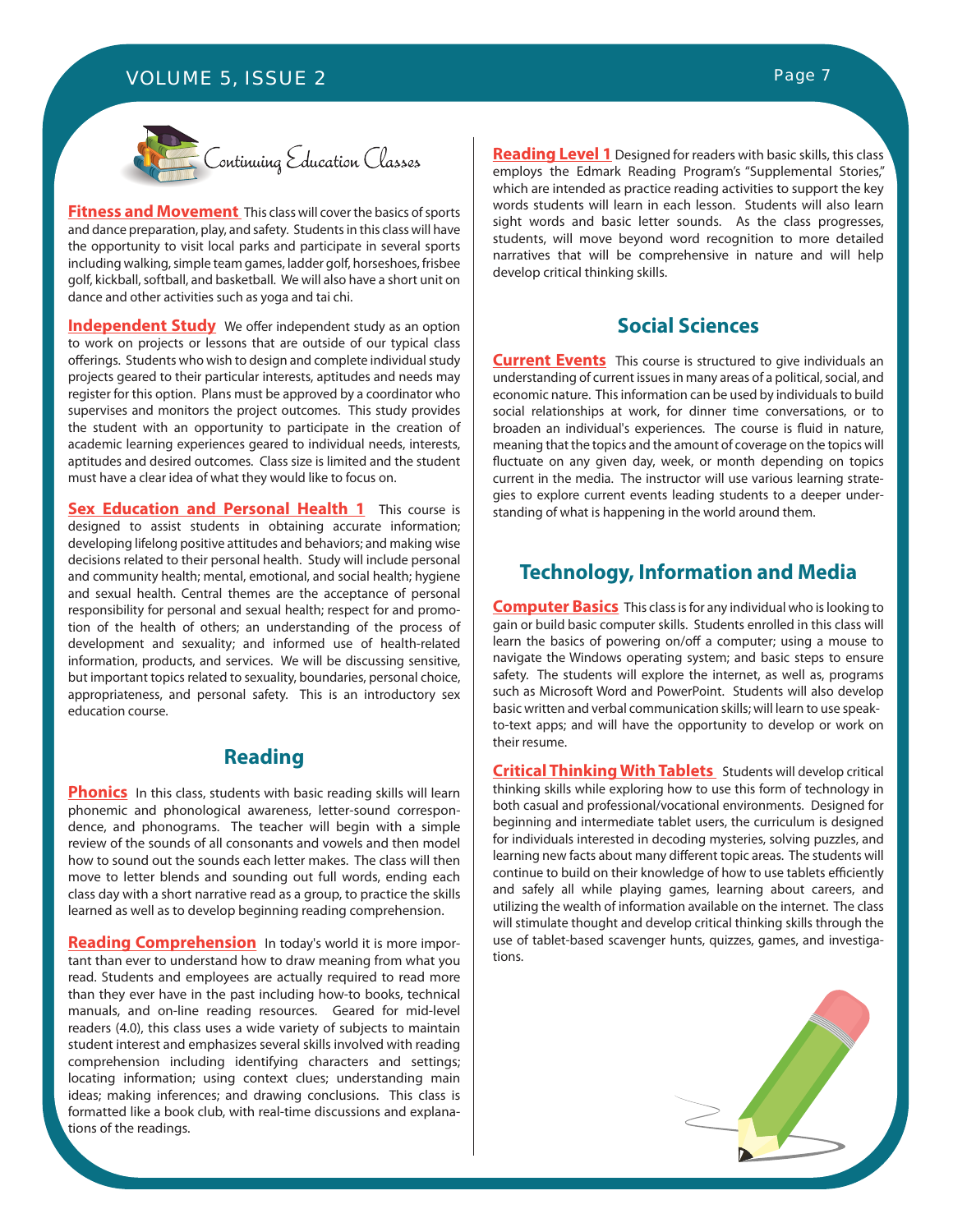# Continuing Education Classes

**Fitness and Movement** This class will cover the basics of sports and dance preparation, play, and safety. Students in this class will have the opportunity to visit local parks and participate in several sports including walking, simple team games, ladder golf, horseshoes, frisbee golf, kickball, softball, and basketball. We will also have a short unit on dance and other activities such as yoga and tai chi.

**Independent Study** We offer independent study as an option to work on projects or lessons that are outside of our typical class offerings. Students who wish to design and complete individual study projects geared to their particular interests, aptitudes and needs may register for this option. Plans must be approved by a coordinator who supervises and monitors the project outcomes. This study provides the student with an opportunity to participate in the creation of academic learning experiences geared to individual needs, interests, aptitudes and desired outcomes. Class size is limited and the student must have a clear idea of what they would like to focus on.

**Sex Education and Personal Health 1** This course is designed to assist students in obtaining accurate information; developing lifelong positive attitudes and behaviors; and making wise decisions related to their personal health. Study will include personal and community health; mental, emotional, and social health; hygiene and sexual health. Central themes are the acceptance of personal responsibility for personal and sexual health; respect for and promotion of the health of others; an understanding of the process of development and sexuality; and informed use of health-related information, products, and services. We will be discussing sensitive, but important topics related to sexuality, boundaries, personal choice, appropriateness, and personal safety. This is an introductory sex education course.

## Reading

**Phonics** In this class, students with basic reading skills will learn phonemic and phonological awareness, letter-sound correspondence, and phonograms. The teacher will begin with a simple review of the sounds of all consonants and vowels and then model how to sound out the sounds each letter makes. The class will then move to letter blends and sounding out full words, ending each class day with a short narrative read as a group, to practice the skills learned as well as to develop beginning reading comprehension.

**Reading Comprehension** In today's world it is more important than ever to understand how to draw meaning from what you read. Students and employees are actually required to read more than they ever have in the past including how-to books, technical manuals, and on-line reading resources. Geared for mid-level readers (4.0), this class uses a wide variety of subjects to maintain student interest and emphasizes several skills involved with reading comprehension including identifying characters and settings; locating information; using context clues; understanding main ideas; making inferences; and drawing conclusions. This class is formatted like a book club, with real-time discussions and explanations of the readings.

**Reading Level 1** Designed for readers with basic skills, this class employs the Edmark Reading Program's "Supplemental Stories," which are intended as practice reading activities to support the key words students will learn in each lesson. Students will also learn sight words and basic letter sounds. As the class progresses, students, will move beyond word recognition to more detailed narratives that will be comprehensive in nature and will help develop critical thinking skills.

## Social Sciences

**Current Events** This course is structured to give individuals an understanding of current issues in many areas of a political, social, and economic nature. This information can be used by individuals to build social relationships at work, for dinner time conversations, or to broaden an individual's experiences. The course is fluid in nature, meaning that the topics and the amount of coverage on the topics will fluctuate on any given day, week, or month depending on topics current in the media. The instructor will use various learning strategies to explore current events leading students to a deeper understanding of what is happening in the world around them.

## Technology, Information and Media

**Computer Basics** This class is for any individual who is looking to gain or build basic computer skills. Students enrolled in this class will learn the basics of powering on/off a computer; using a mouse to navigate the Windows operating system; and basic steps to ensure safety. The students will explore the internet, as well as, programs such as Microsoft Word and PowerPoint. Students will also develop basic written and verbal communication skills; will learn to use speak-to-text apps; and will have the opportunity to develop or work on their resume.

**Critical Thinking With Tablets** Students will develop critical thinking skills while exploring how to use this form of technology in both casual and professional/vocational environments. Designed for beginning and intermediate tablet users, the curriculum is designed for individuals interested in decoding mysteries, solving puzzles, and learning new facts about many different topic areas. The students will continue to build on their knowledge of how to use tablets efficiently and safely all while playing games, learning about careers, and utilizing the wealth of information available on the internet. The class will stimulate thought and develop critical thinking skills through the use of tablet-based scavenger hunts, quizzes, games, and investigations.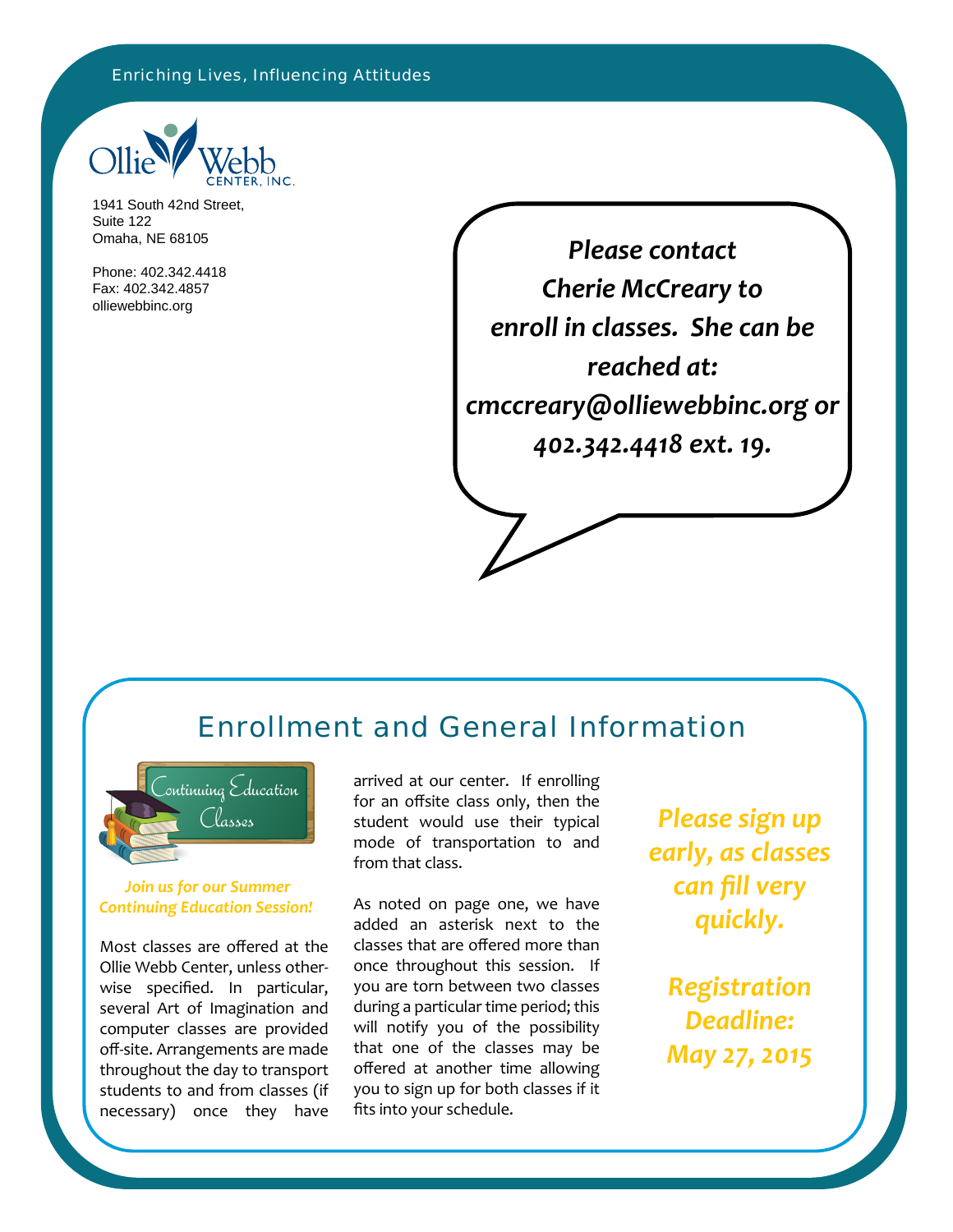Enriching Lives, Influencing Attitudes

Ollie Webb Center, Inc.

1941 South 42nd Street,
Suite 122
Omaha, NE 68105

Phone: 402.342.4418
Fax: 402.342.4857
olliewebbinc.org

***Please contact Cherie McCreary to enroll in classes. She can be reached at: cmccreary@olliewebbinc.org or 402.342.4418 ext. 19.***

## Enrollment and General Information

Continuing Education Classes

***Join us for our Summer Continuing Education Session!***

Most classes are offered at the Ollie Webb Center, unless otherwise specified. In particular, several Art of Imagination and computer classes are provided off-site. Arrangements are made throughout the day to transport students to and from classes (if necessary) once they have arrived at our center. If enrolling for an offsite class only, then the student would use their typical mode of transportation to and from that class.

As noted on page one, we have added an asterisk next to the classes that are offered more than once throughout this session. If you are torn between two classes during a particular time period; this will notify you of the possibility that one of the classes may be offered at another time allowing you to sign up for both classes if it fits into your schedule.

***Please sign up early, as classes can fill very quickly.***

***Registration Deadline: May 27, 2015***